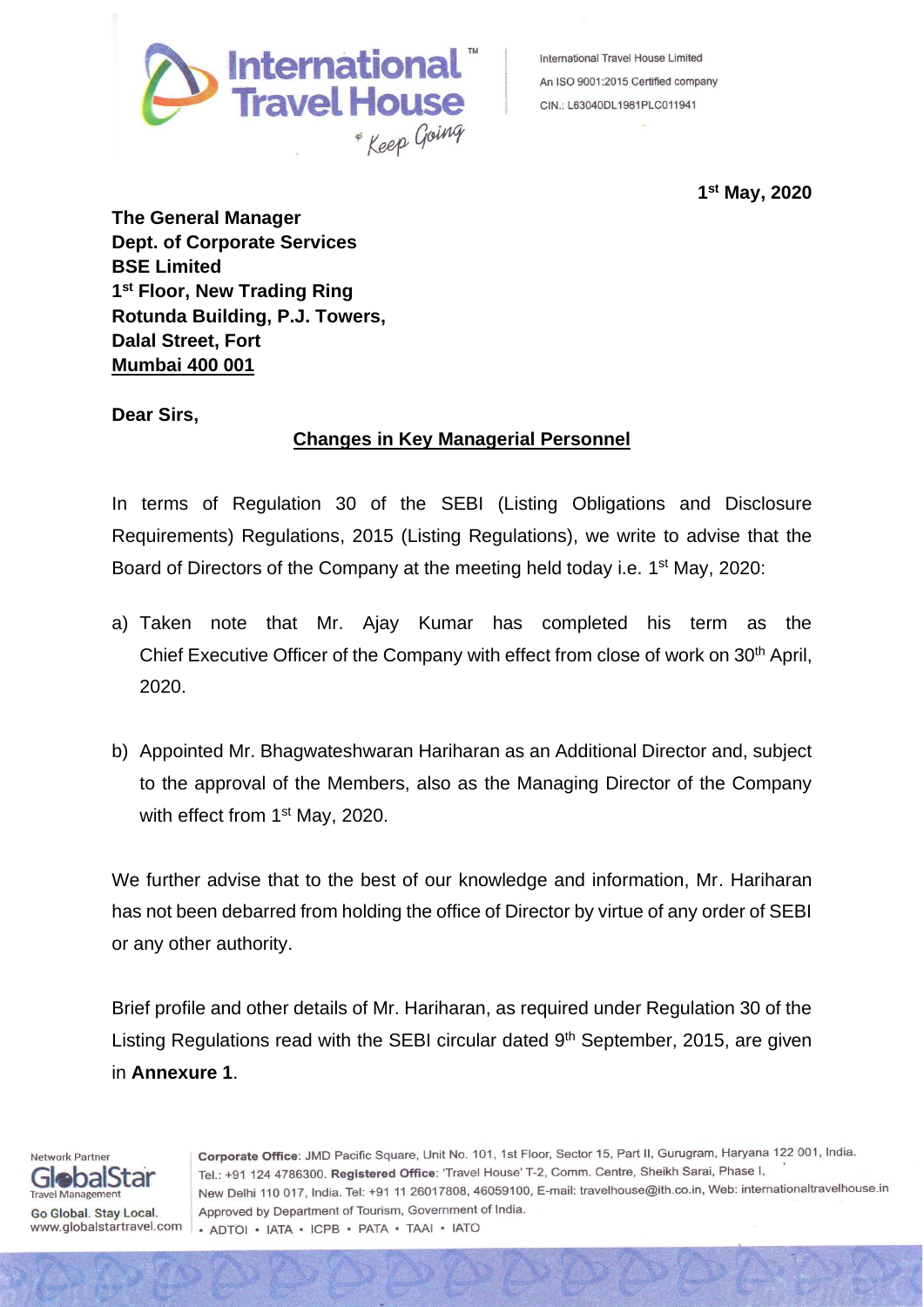International Travel House Limited
An ISO 9001:2015 Certified company
CIN.: L63040DL1981PLC011941

**1st May, 2020**

**The General Manager**
**Dept. of Corporate Services**
**BSE Limited**
**1st Floor, New Trading Ring**
**Rotunda Building, P.J. Towers,**
**Dalal Street, Fort**
**Mumbai 400 001**

**Dear Sirs,**

**Changes in Key Managerial Personnel**

In terms of Regulation 30 of the SEBI (Listing Obligations and Disclosure Requirements) Regulations, 2015 (Listing Regulations), we write to advise that the Board of Directors of the Company at the meeting held today i.e. 1st May, 2020:

a) Taken note that Mr. Ajay Kumar has completed his term as the Chief Executive Officer of the Company with effect from close of work on 30th April, 2020.

b) Appointed Mr. Bhagwateshwaran Hariharan as an Additional Director and, subject to the approval of the Members, also as the Managing Director of the Company with effect from 1st May, 2020.

We further advise that to the best of our knowledge and information, Mr. Hariharan has not been debarred from holding the office of Director by virtue of any order of SEBI or any other authority.

Brief profile and other details of Mr. Hariharan, as required under Regulation 30 of the Listing Regulations read with the SEBI circular dated 9th September, 2015, are given in **Annexure 1**.

Network Partner GlobalStar Travel Management — Go Global. Stay Local. www.globalstartravel.com

**Corporate Office**: JMD Pacific Square, Unit No. 101, 1st Floor, Sector 15, Part II, Gurugram, Haryana 122 001, India. Tel.: +91 124 4786300. **Registered Office**: 'Travel House' T-2, Comm. Centre, Sheikh Sarai, Phase I, New Delhi 110 017, India. Tel: +91 11 26017808, 46059100, E-mail: travelhouse@ith.co.in, Web: internationaltravelhouse.in
Approved by Department of Tourism, Government of India.
• ADTOI • IATA • ICPB • PATA • TAAI • IATO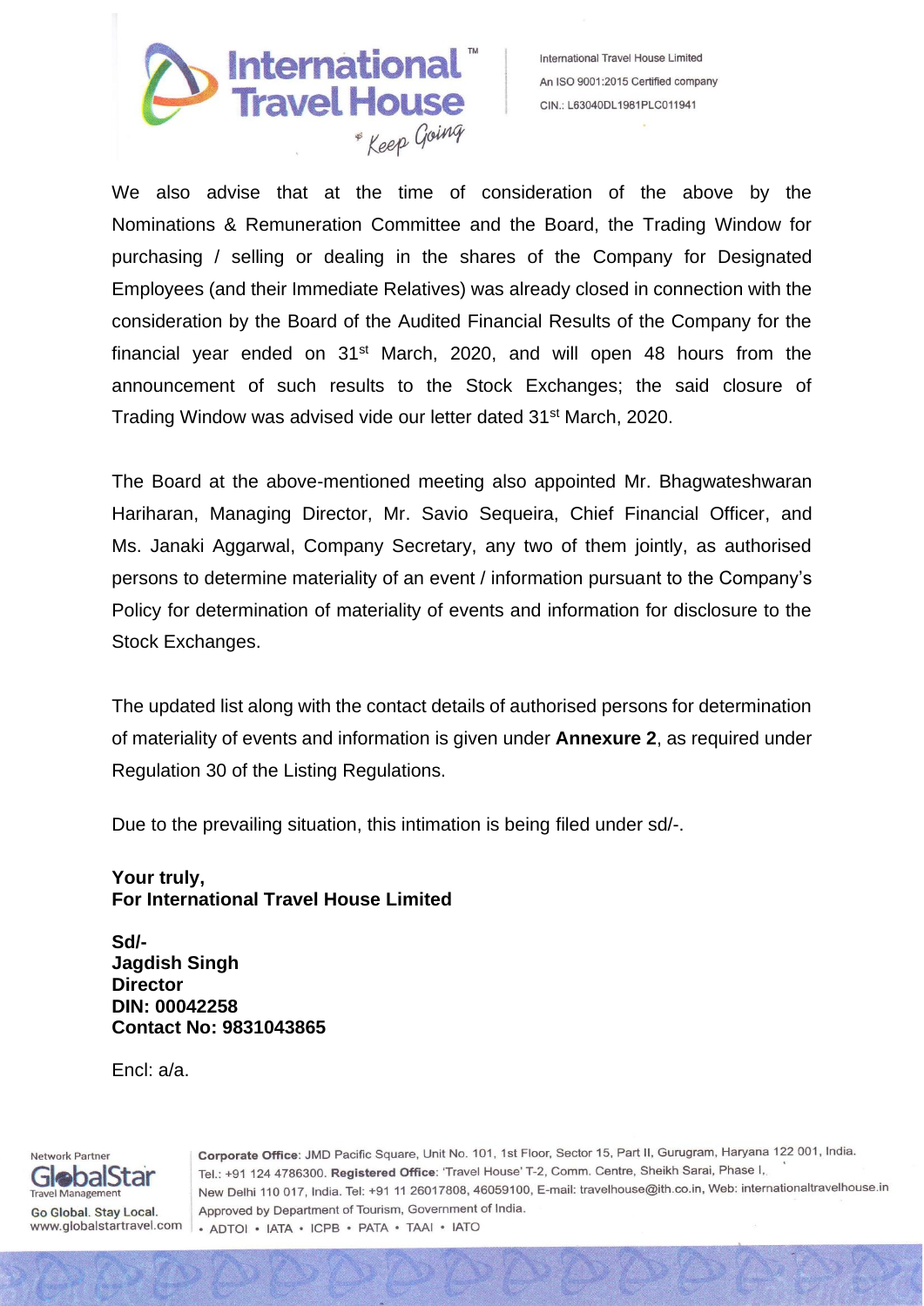We also advise that at the time of consideration of the above by the Nominations & Remuneration Committee and the Board, the Trading Window for purchasing / selling or dealing in the shares of the Company for Designated Employees (and their Immediate Relatives) was already closed in connection with the consideration by the Board of the Audited Financial Results of the Company for the financial year ended on 31st March, 2020, and will open 48 hours from the announcement of such results to the Stock Exchanges; the said closure of Trading Window was advised vide our letter dated 31st March, 2020.

The Board at the above-mentioned meeting also appointed Mr. Bhagwateshwaran Hariharan, Managing Director, Mr. Savio Sequeira, Chief Financial Officer, and Ms. Janaki Aggarwal, Company Secretary, any two of them jointly, as authorised persons to determine materiality of an event / information pursuant to the Company's Policy for determination of materiality of events and information for disclosure to the Stock Exchanges.

The updated list along with the contact details of authorised persons for determination of materiality of events and information is given under **Annexure 2**, as required under Regulation 30 of the Listing Regulations.

Due to the prevailing situation, this intimation is being filed under sd/-.

**Your truly,**
**For International Travel House Limited**

**Sd/-**
**Jagdish Singh**
**Director**
**DIN: 00042258**
**Contact No: 9831043865**

Encl: a/a.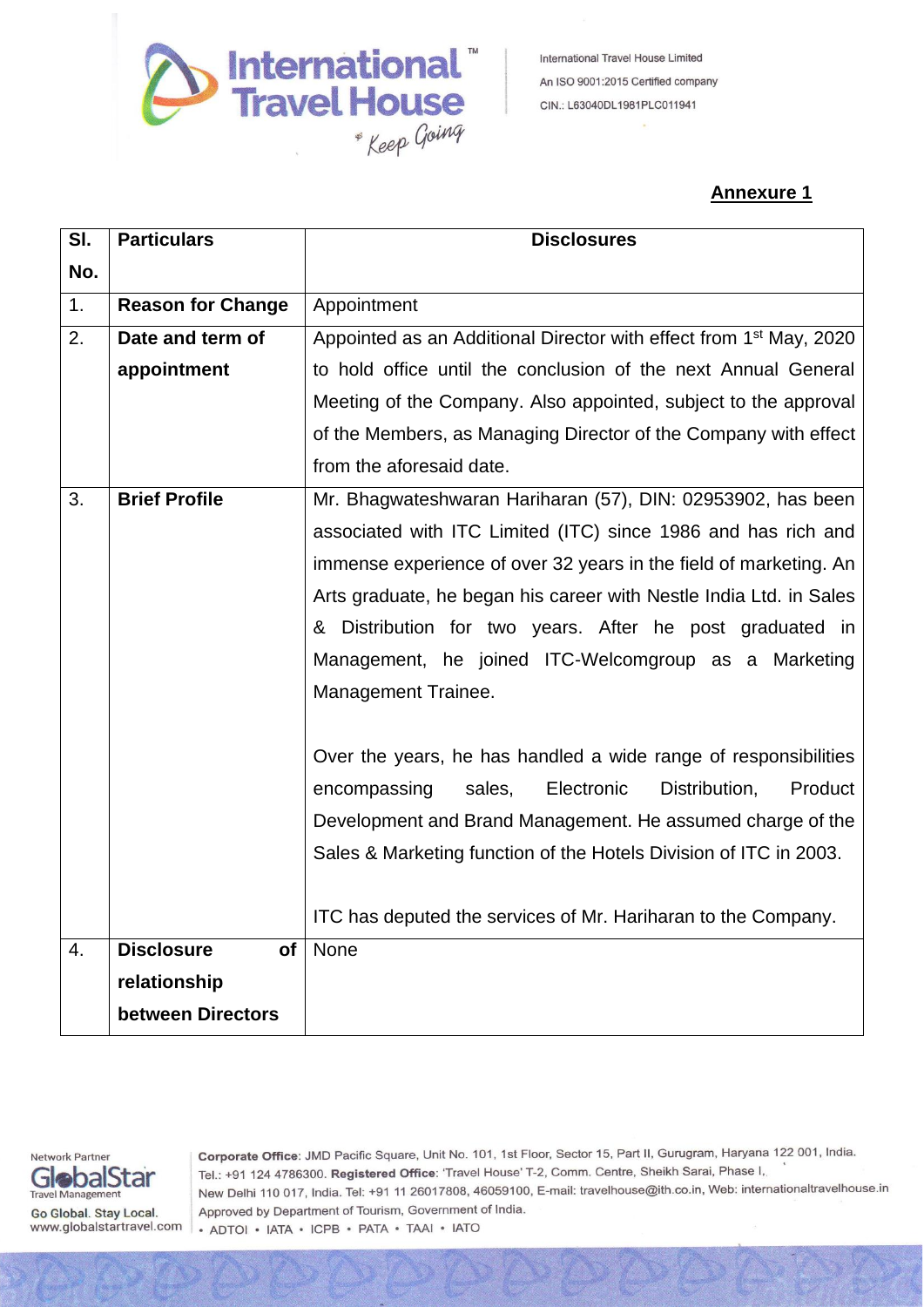**Annexure 1**

| Sl. No. | Particulars | Disclosures |
|---|---|---|
| 1. | **Reason for Change** | Appointment |
| 2. | **Date and term of appointment** | Appointed as an Additional Director with effect from 1st May, 2020 to hold office until the conclusion of the next Annual General Meeting of the Company. Also appointed, subject to the approval of the Members, as Managing Director of the Company with effect from the aforesaid date. |
| 3. | **Brief Profile** | Mr. Bhagwateshwaran Hariharan (57), DIN: 02953902, has been associated with ITC Limited (ITC) since 1986 and has rich and immense experience of over 32 years in the field of marketing. An Arts graduate, he began his career with Nestle India Ltd. in Sales & Distribution for two years. After he post graduated in Management, he joined ITC-Welcomgroup as a Marketing Management Trainee.<br><br>Over the years, he has handled a wide range of responsibilities encompassing sales, Electronic Distribution, Product Development and Brand Management. He assumed charge of the Sales & Marketing function of the Hotels Division of ITC in 2003.<br><br>ITC has deputed the services of Mr. Hariharan to the Company. |
| 4. | **Disclosure of relationship between Directors** | None |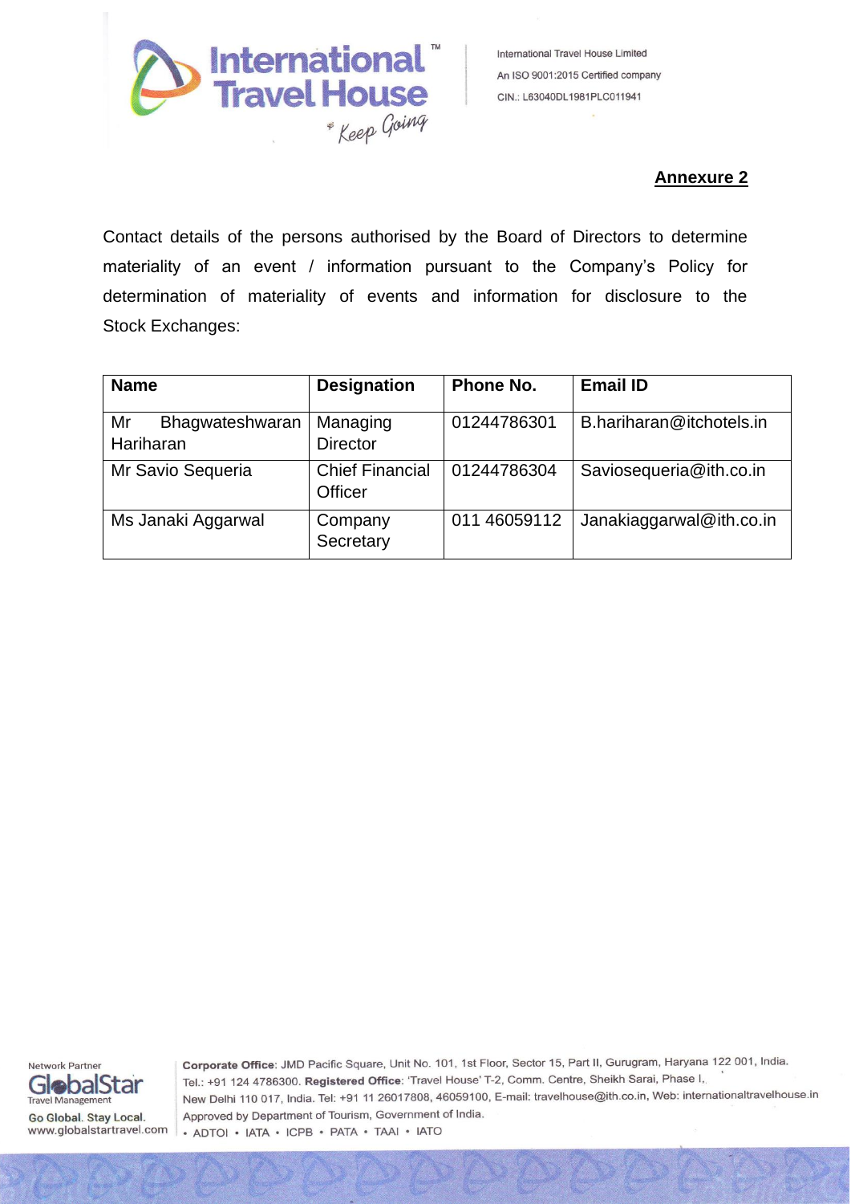**Annexure 2**

Contact details of the persons authorised by the Board of Directors to determine materiality of an event / information pursuant to the Company's Policy for determination of materiality of events and information for disclosure to the Stock Exchanges:

| Name | Designation | Phone No. | Email ID |
|---|---|---|---|
| Mr Bhagwateshwaran Hariharan | Managing Director | 01244786301 | B.hariharan@itchotels.in |
| Mr Savio Sequeria | Chief Financial Officer | 01244786304 | Saviosequeria@ith.co.in |
| Ms Janaki Aggarwal | Company Secretary | 011 46059112 | Janakiaggarwal@ith.co.in |